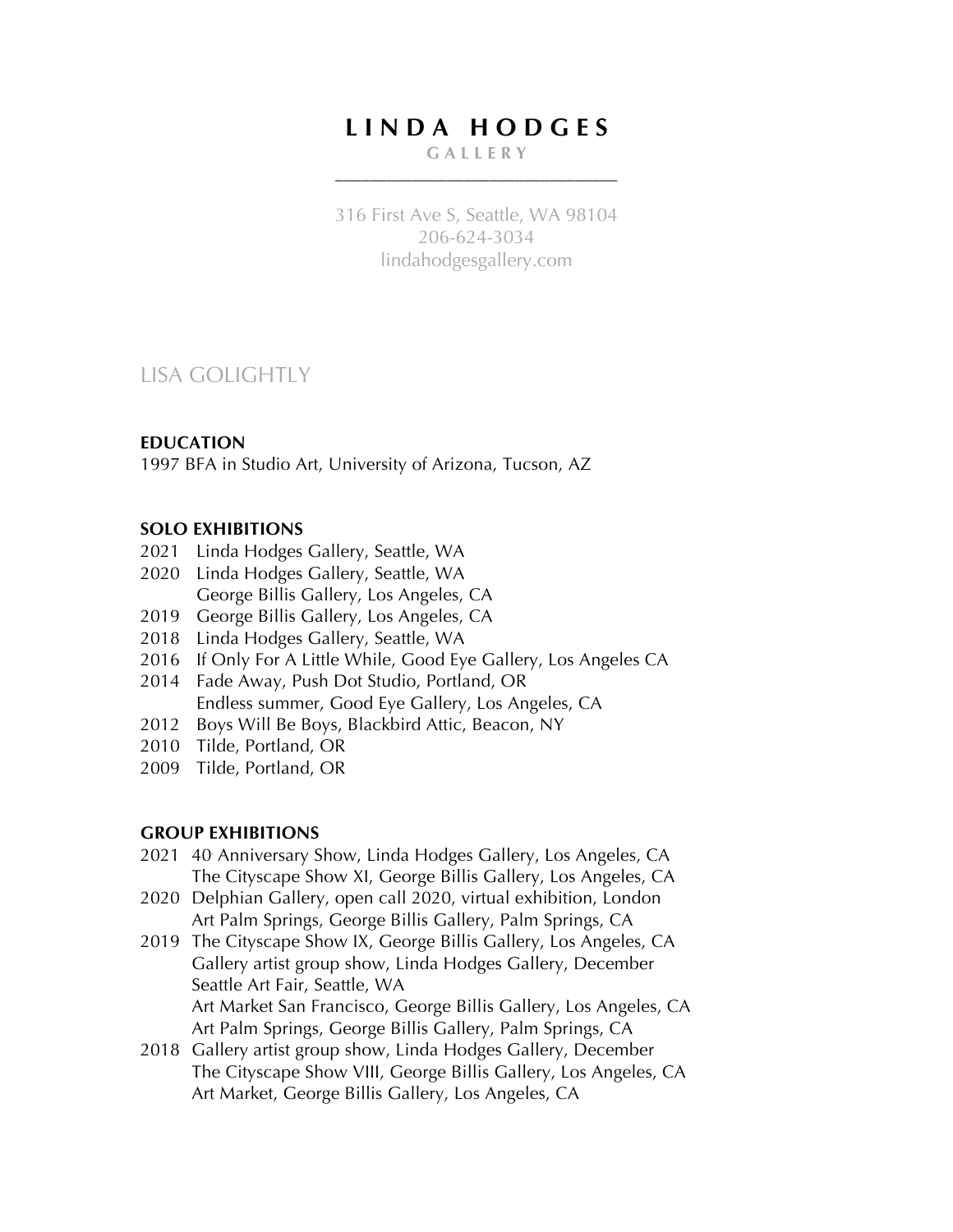# LINDA HODGES

GALLERY

316 First Ave S, Seattle, WA 98104
206-624-3034
lindahodgesgallery.com

## LISA GOLIGHTLY

### EDUCATION

1997 BFA in Studio Art, University of Arizona, Tucson, AZ

### SOLO EXHIBITIONS

2021 Linda Hodges Gallery, Seattle, WA
2020 Linda Hodges Gallery, Seattle, WA
George Billis Gallery, Los Angeles, CA
2019 George Billis Gallery, Los Angeles, CA
2018 Linda Hodges Gallery, Seattle, WA
2016 If Only For A Little While, Good Eye Gallery, Los Angeles CA
2014 Fade Away, Push Dot Studio, Portland, OR
Endless summer, Good Eye Gallery, Los Angeles, CA
2012 Boys Will Be Boys, Blackbird Attic, Beacon, NY
2010 Tilde, Portland, OR
2009 Tilde, Portland, OR

### GROUP EXHIBITIONS

2021 40 Anniversary Show, Linda Hodges Gallery, Los Angeles, CA
The Cityscape Show XI, George Billis Gallery, Los Angeles, CA
2020 Delphian Gallery, open call 2020, virtual exhibition, London
Art Palm Springs, George Billis Gallery, Palm Springs, CA
2019 The Cityscape Show IX, George Billis Gallery, Los Angeles, CA
Gallery artist group show, Linda Hodges Gallery, December
Seattle Art Fair, Seattle, WA
Art Market San Francisco, George Billis Gallery, Los Angeles, CA
Art Palm Springs, George Billis Gallery, Palm Springs, CA
2018 Gallery artist group show, Linda Hodges Gallery, December
The Cityscape Show VIII, George Billis Gallery, Los Angeles, CA
Art Market, George Billis Gallery, Los Angeles, CA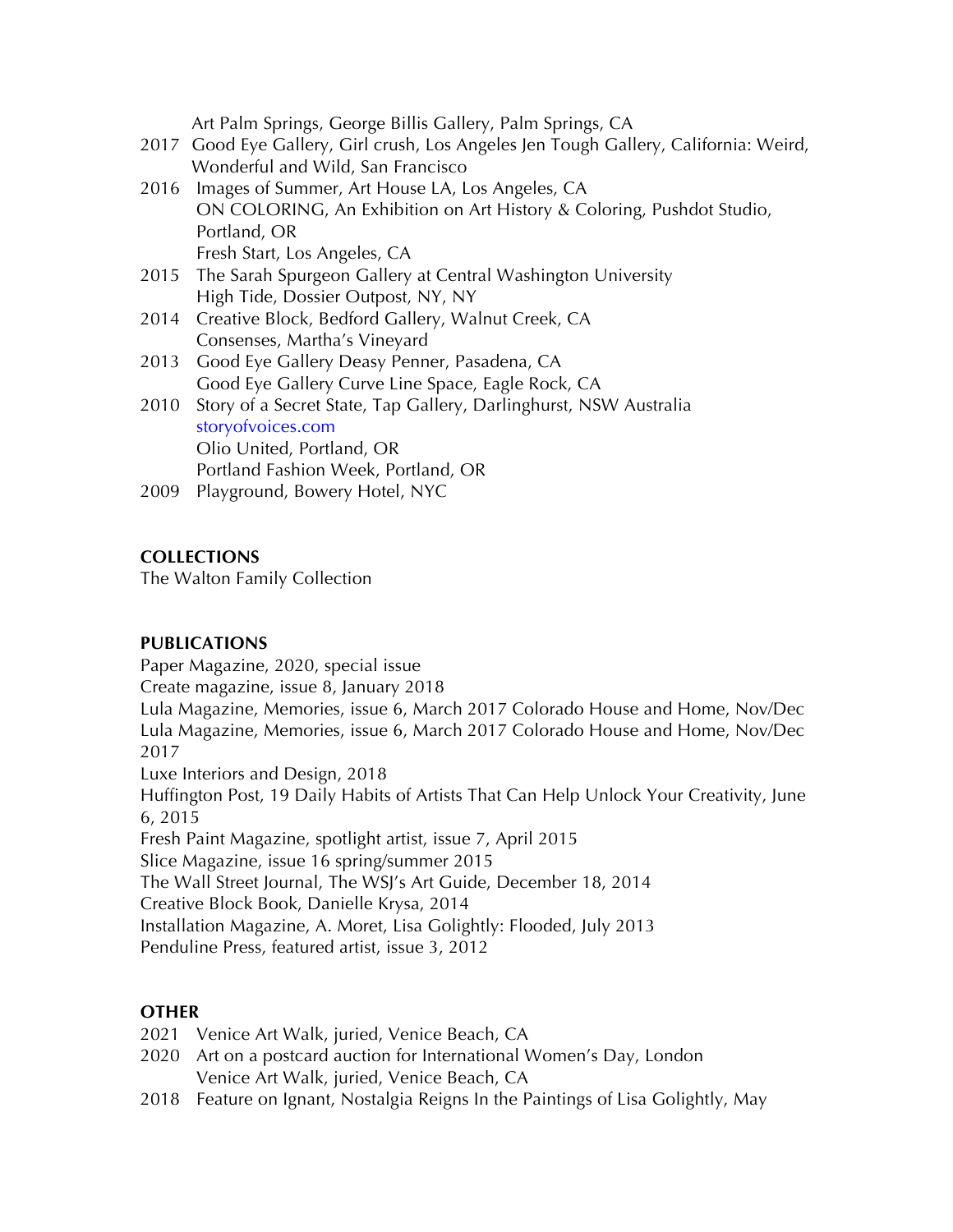Art Palm Springs, George Billis Gallery, Palm Springs, CA

2017 Good Eye Gallery, Girl crush, Los Angeles Jen Tough Gallery, California: Weird, Wonderful and Wild, San Francisco

2016 Images of Summer, Art House LA, Los Angeles, CA
ON COLORING, An Exhibition on Art History & Coloring, Pushdot Studio, Portland, OR
Fresh Start, Los Angeles, CA

2015 The Sarah Spurgeon Gallery at Central Washington University
High Tide, Dossier Outpost, NY, NY

2014 Creative Block, Bedford Gallery, Walnut Creek, CA
Consenses, Martha's Vineyard

2013 Good Eye Gallery Deasy Penner, Pasadena, CA
Good Eye Gallery Curve Line Space, Eagle Rock, CA

2010 Story of a Secret State, Tap Gallery, Darlinghurst, NSW Australia
storyofvoices.com
Olio United, Portland, OR
Portland Fashion Week, Portland, OR

2009 Playground, Bowery Hotel, NYC

**COLLECTIONS**

The Walton Family Collection

**PUBLICATIONS**

Paper Magazine, 2020, special issue
Create magazine, issue 8, January 2018
Lula Magazine, Memories, issue 6, March 2017 Colorado House and Home, Nov/Dec
Lula Magazine, Memories, issue 6, March 2017 Colorado House and Home, Nov/Dec 2017
Luxe Interiors and Design, 2018
Huffington Post, 19 Daily Habits of Artists That Can Help Unlock Your Creativity, June 6, 2015
Fresh Paint Magazine, spotlight artist, issue 7, April 2015
Slice Magazine, issue 16 spring/summer 2015
The Wall Street Journal, The WSJ's Art Guide, December 18, 2014
Creative Block Book, Danielle Krysa, 2014
Installation Magazine, A. Moret, Lisa Golightly: Flooded, July 2013
Penduline Press, featured artist, issue 3, 2012

**OTHER**

2021 Venice Art Walk, juried, Venice Beach, CA

2020 Art on a postcard auction for International Women's Day, London
Venice Art Walk, juried, Venice Beach, CA

2018 Feature on Ignant, Nostalgia Reigns In the Paintings of Lisa Golightly, May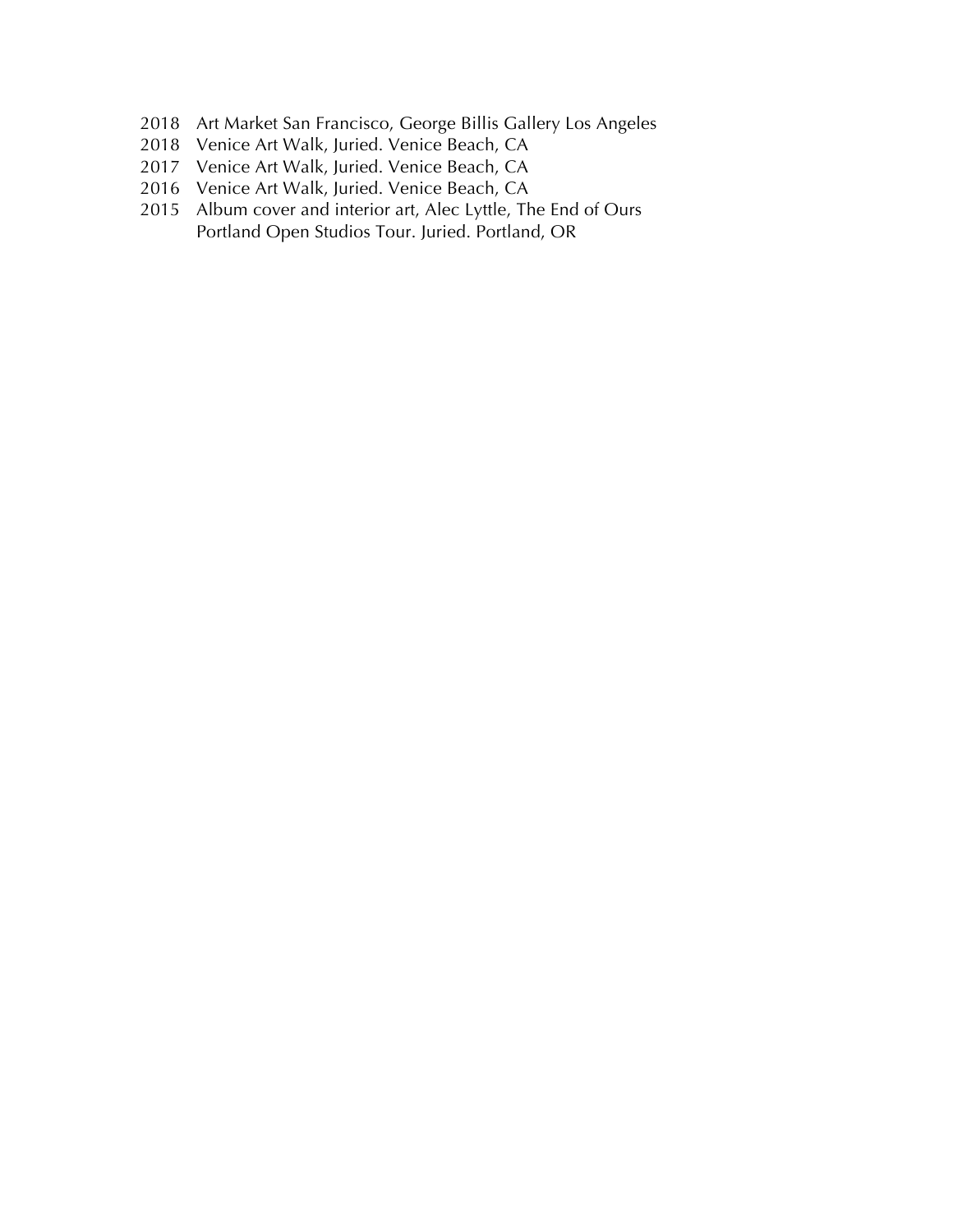2018 Art Market San Francisco, George Billis Gallery Los Angeles
2018 Venice Art Walk, Juried. Venice Beach, CA
2017 Venice Art Walk, Juried. Venice Beach, CA
2016 Venice Art Walk, Juried. Venice Beach, CA
2015 Album cover and interior art, Alec Lyttle, The End of Ours
Portland Open Studios Tour. Juried. Portland, OR